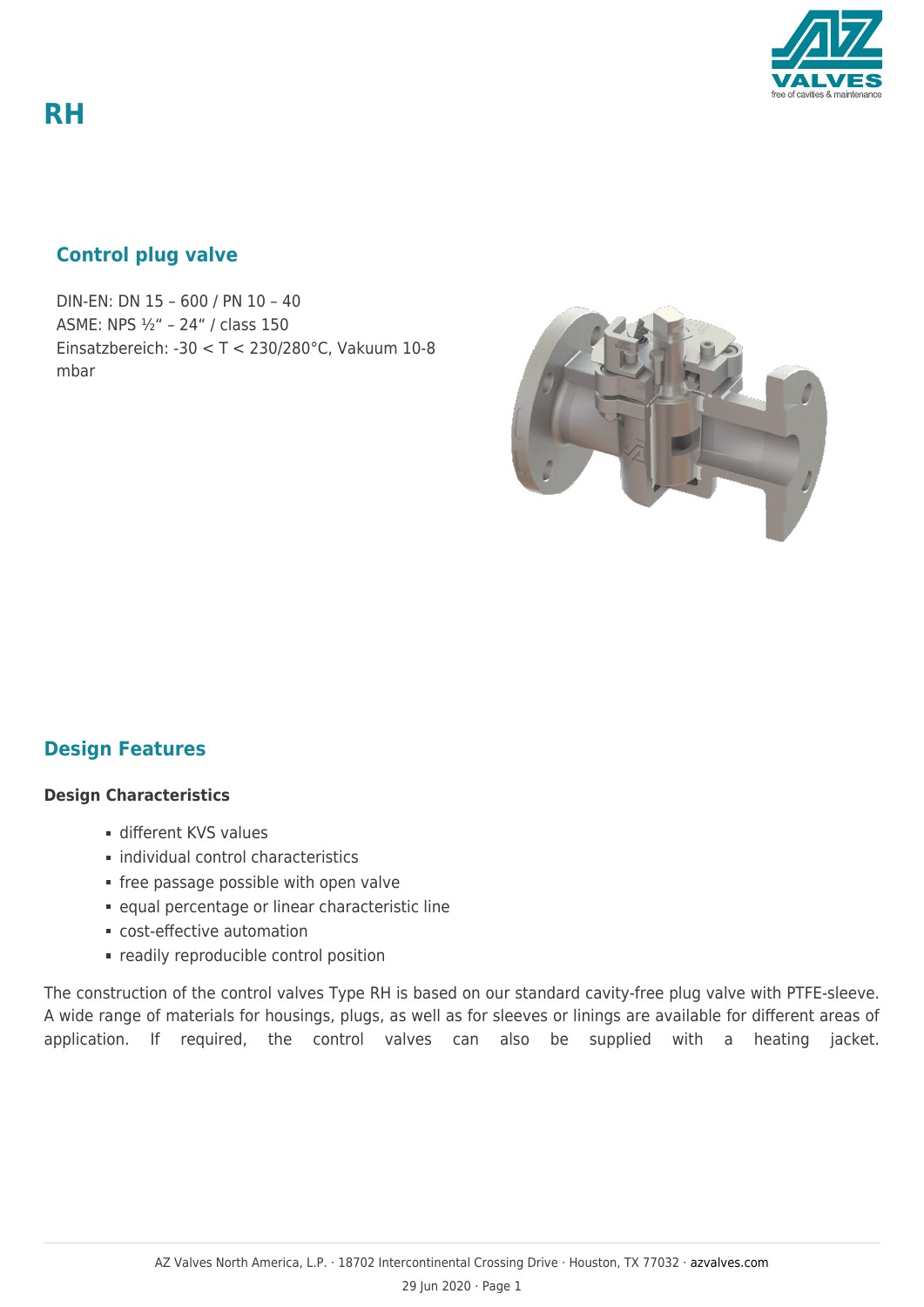# RH

## Control plug valve

DIN-EN: DN 15 – 600 / PN 10 – 40
ASME: NPS ½" – 24" / class 150
Einsatzbereich: -30 < T < 230/280°C, Vakuum 10-8 mbar

## Design Features

### Design Characteristics

- different KVS values
- individual control characteristics
- free passage possible with open valve
- equal percentage or linear characteristic line
- cost-effective automation
- readily reproducible control position

The construction of the control valves Type RH is based on our standard cavity-free plug valve with PTFE-sleeve. A wide range of materials for housings, plugs, as well as for sleeves or linings are available for different areas of application. If required, the control valves can also be supplied with a heating jacket.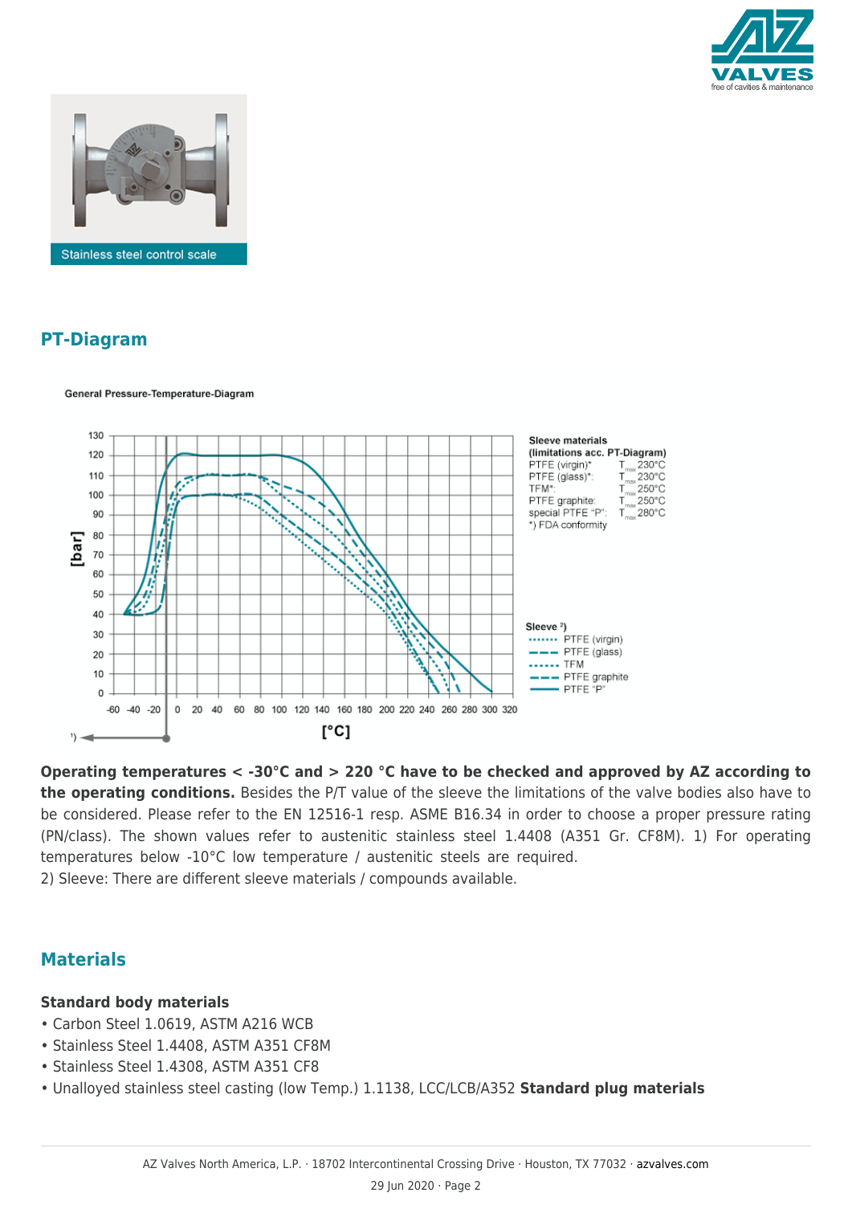Stainless steel control scale

## PT-Diagram

General Pressure-Temperature-Diagram

Sleeve materials (limitations acc. PT-Diagram)
PTFE (virgin)*: $T_{max}$ 230°C
PTFE (glass)*: $T_{max}$ 230°C
TFM*: $T_{max}$ 250°C
PTFE graphite: $T_{max}$ 250°C
special PTFE "P": $T_{max}$ 280°C
*) FDA conformity

Sleeve [2]
PTFE (virgin)
PTFE (glass)
TFM
PTFE graphite
PTFE "P"

**Operating temperatures < -30°C and > 220 °C have to be checked and approved by AZ according to the operating conditions.** Besides the P/T value of the sleeve the limitations of the valve bodies also have to be considered. Please refer to the EN 12516-1 resp. ASME B16.34 in order to choose a proper pressure rating (PN/class). The shown values refer to austenitic stainless steel 1.4408 (A351 Gr. CF8M). 1) For operating temperatures below -10°C low temperature / austenitic steels are required.
2) Sleeve: There are different sleeve materials / compounds available.

## Materials

**Standard body materials**

- Carbon Steel 1.0619, ASTM A216 WCB
- Stainless Steel 1.4408, ASTM A351 CF8M
- Stainless Steel 1.4308, ASTM A351 CF8
- Unalloyed stainless steel casting (low Temp.) 1.1138, LCC/LCB/A352 **Standard plug materials**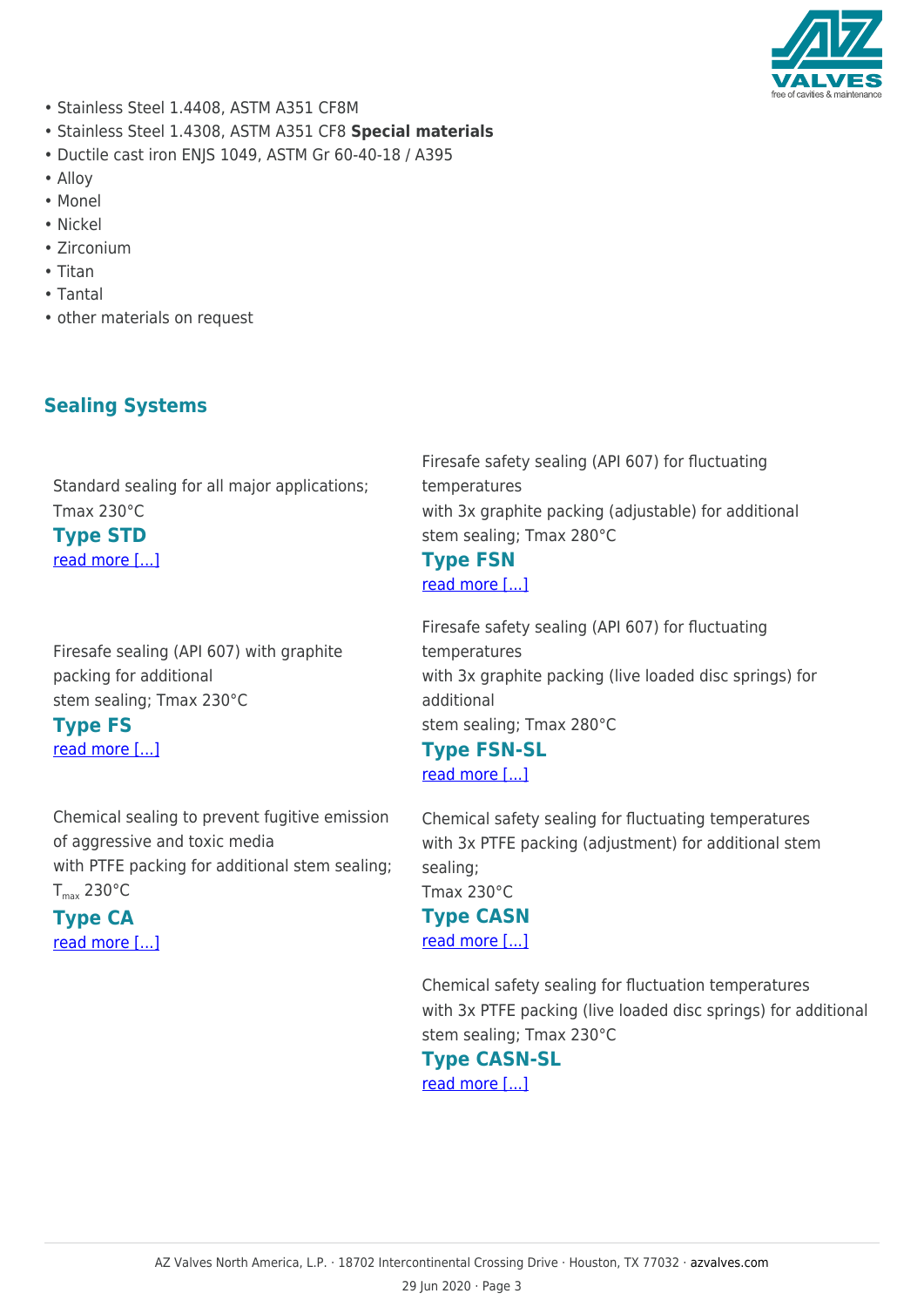- Stainless Steel 1.4408, ASTM A351 CF8M
- Stainless Steel 1.4308, ASTM A351 CF8 **Special materials**
- Ductile cast iron ENJS 1049, ASTM Gr 60-40-18 / A395
- Alloy
- Monel
- Nickel
- Zirconium
- Titan
- Tantal
- other materials on request

## Sealing Systems

Standard sealing for all major applications; Tmax 230°C

### Type STD

read more [...]

Firesafe sealing (API 607) with graphite packing for additional stem sealing; Tmax 230°C

### Type FS

read more [...]

Chemical sealing to prevent fugitive emission of aggressive and toxic media with PTFE packing for additional stem sealing; $T_{max}$ 230°C

### Type CA

read more [...]

Firesafe safety sealing (API 607) for fluctuating temperatures with 3x graphite packing (adjustable) for additional stem sealing; Tmax 280°C

### Type FSN

read more [...]

Firesafe safety sealing (API 607) for fluctuating temperatures with 3x graphite packing (live loaded disc springs) for additional stem sealing; Tmax 280°C

### Type FSN-SL

read more [...]

Chemical safety sealing for fluctuating temperatures with 3x PTFE packing (adjustment) for additional stem sealing; Tmax 230°C

### Type CASN

read more [...]

Chemical safety sealing for fluctuation temperatures with 3x PTFE packing (live loaded disc springs) for additional stem sealing; Tmax 230°C

### Type CASN-SL

read more [...]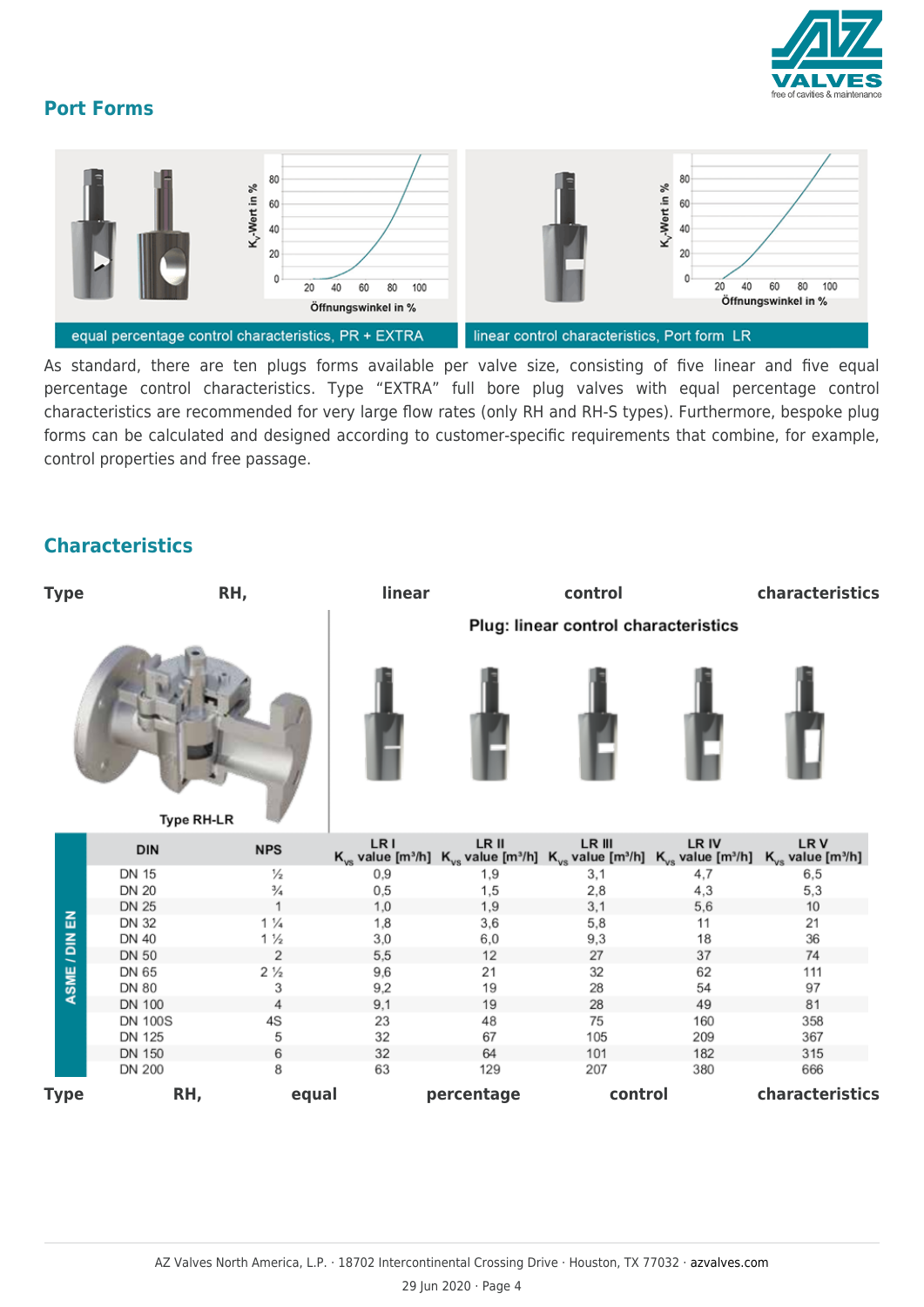## Port Forms

equal percentage control characteristics, PR + EXTRA

linear control characteristics, Port form LR

As standard, there are ten plugs forms available per valve size, consisting of five linear and five equal percentage control characteristics. Type "EXTRA" full bore plug valves with equal percentage control characteristics are recommended for very large flow rates (only RH and RH-S types). Furthermore, bespoke plug forms can be calculated and designed according to customer-specific requirements that combine, for example, control properties and free passage.

## Characteristics

**Type RH, linear control characteristics**

**Plug: linear control characteristics**

Type RH-LR

| ASME / DIN EN | DIN | NPS | LR I $K_{vs}$ value [m³/h] | LR II $K_{vs}$ value [m³/h] | LR III $K_{vs}$ value [m³/h] | LR IV $K_{vs}$ value [m³/h] | LR V $K_{vs}$ value [m³/h] |
|---|---|---|---|---|---|---|---|
| | DN 15 | ½ | 0,9 | 1,9 | 3,1 | 4,7 | 6,5 |
| | DN 20 | ¾ | 0,5 | 1,5 | 2,8 | 4,3 | 5,3 |
| | DN 25 | 1 | 1,0 | 1,9 | 3,1 | 5,6 | 10 |
| | DN 32 | 1 ¼ | 1,8 | 3,6 | 5,8 | 11 | 21 |
| | DN 40 | 1 ½ | 3,0 | 6,0 | 9,3 | 18 | 36 |
| | DN 50 | 2 | 5,5 | 12 | 27 | 37 | 74 |
| | DN 65 | 2 ½ | 9,6 | 21 | 32 | 62 | 111 |
| | DN 80 | 3 | 9,2 | 19 | 28 | 54 | 97 |
| | DN 100 | 4 | 9,1 | 19 | 28 | 49 | 81 |
| | DN 100S | 4S | 23 | 48 | 75 | 160 | 358 |
| | DN 125 | 5 | 32 | 67 | 105 | 209 | 367 |
| | DN 150 | 6 | 32 | 64 | 101 | 182 | 315 |
| | DN 200 | 8 | 63 | 129 | 207 | 380 | 666 |

**Type RH, equal percentage control characteristics**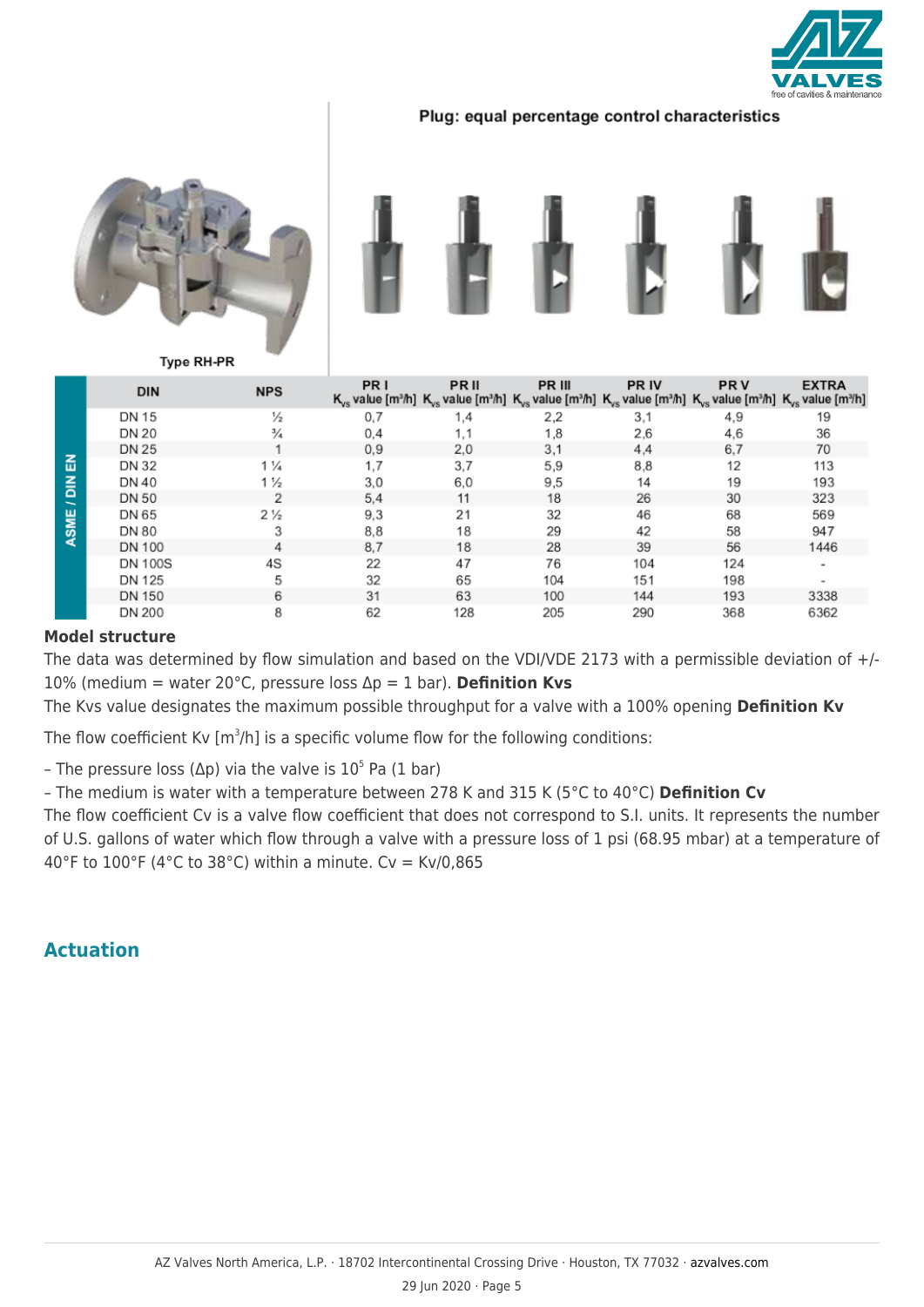**Plug: equal percentage control characteristics**

Type RH-PR

| | DIN | NPS | PR I $K_{vs}$ value [m³/h] | PR II $K_{vs}$ value [m³/h] | PR III $K_{vs}$ value [m³/h] | PR IV $K_{vs}$ value [m³/h] | PR V $K_{vs}$ value [m³/h] | EXTRA $K_{vs}$ value [m³/h] |
|---|---|---|---|---|---|---|---|---|
| ASME / DIN EN | DN 15 | ½ | 0,7 | 1,4 | 2,2 | 3,1 | 4,9 | 19 |
| | DN 20 | ¾ | 0,4 | 1,1 | 1,8 | 2,6 | 4,6 | 36 |
| | DN 25 | 1 | 0,9 | 2,0 | 3,1 | 4,4 | 6,7 | 70 |
| | DN 32 | 1 ¼ | 1,7 | 3,7 | 5,9 | 8,8 | 12 | 113 |
| | DN 40 | 1 ½ | 3,0 | 6,0 | 9,5 | 14 | 19 | 193 |
| | DN 50 | 2 | 5,4 | 11 | 18 | 26 | 30 | 323 |
| | DN 65 | 2 ½ | 9,3 | 21 | 32 | 46 | 68 | 569 |
| | DN 80 | 3 | 8,8 | 18 | 29 | 42 | 58 | 947 |
| | DN 100 | 4 | 8,7 | 18 | 28 | 39 | 56 | 1446 |
| | DN 100S | 4S | 22 | 47 | 76 | 104 | 124 | - |
| | DN 125 | 5 | 32 | 65 | 104 | 151 | 198 | - |
| | DN 150 | 6 | 31 | 63 | 100 | 144 | 193 | 3338 |
| | DN 200 | 8 | 62 | 128 | 205 | 290 | 368 | 6362 |

**Model structure**

The data was determined by flow simulation and based on the VDI/VDE 2173 with a permissible deviation of +/- 10% (medium = water 20°C, pressure loss Δp = 1 bar). **Definition Kvs**

The Kvs value designates the maximum possible throughput for a valve with a 100% opening **Definition Kv**

The flow coefficient Kv [m³/h] is a specific volume flow for the following conditions:

– The pressure loss (Δp) via the valve is $10^5$ Pa (1 bar)

– The medium is water with a temperature between 278 K and 315 K (5°C to 40°C) **Definition Cv**

The flow coefficient Cv is a valve flow coefficient that does not correspond to S.I. units. It represents the number of U.S. gallons of water which flow through a valve with a pressure loss of 1 psi (68.95 mbar) at a temperature of 40°F to 100°F (4°C to 38°C) within a minute. Cv = Kv/0,865

## Actuation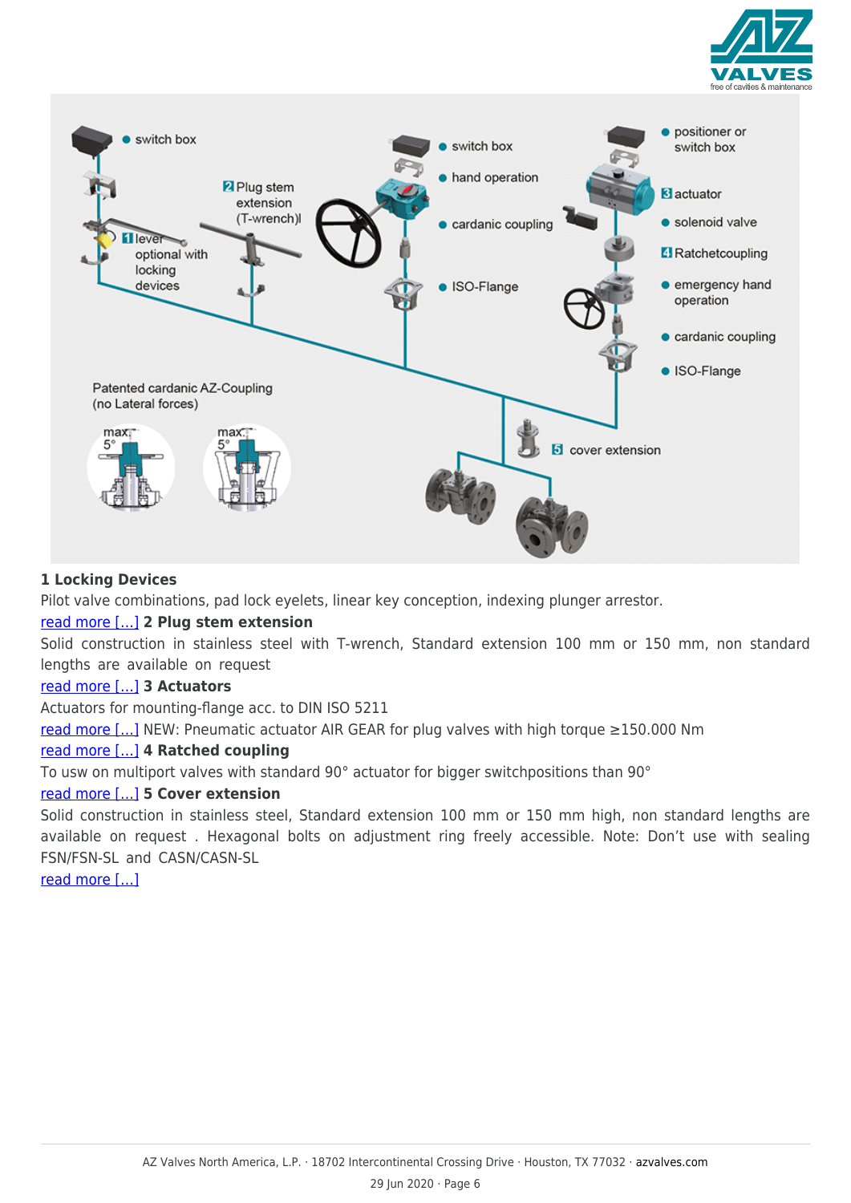switch box

2 Plug stem extension (T-wrench)l

1 lever optional with locking devices

switch box

hand operation

cardanic coupling

ISO-Flange

positioner or switch box

3 actuator

solenoid valve

4 Ratchetcoupling

emergency hand operation

cardanic coupling

ISO-Flange

Patented cardanic AZ-Coupling (no Lateral forces)

max. 5°

max. 5°

5 cover extension

**1 Locking Devices**

Pilot valve combinations, pad lock eyelets, linear key conception, indexing plunger arrestor.

read more […] **2 Plug stem extension**

Solid construction in stainless steel with T-wrench, Standard extension 100 mm or 150 mm, non standard lengths are available on request

read more […] **3 Actuators**

Actuators for mounting-flange acc. to DIN ISO 5211

read more […] NEW: Pneumatic actuator AIR GEAR for plug valves with high torque ≥150.000 Nm

read more […] **4 Ratched coupling**

To usw on multiport valves with standard 90° actuator for bigger switchpositions than 90°

read more […] **5 Cover extension**

Solid construction in stainless steel, Standard extension 100 mm or 150 mm high, non standard lengths are available on request . Hexagonal bolts on adjustment ring freely accessible. Note: Don't use with sealing FSN/FSN-SL and CASN/CASN-SL

read more […]